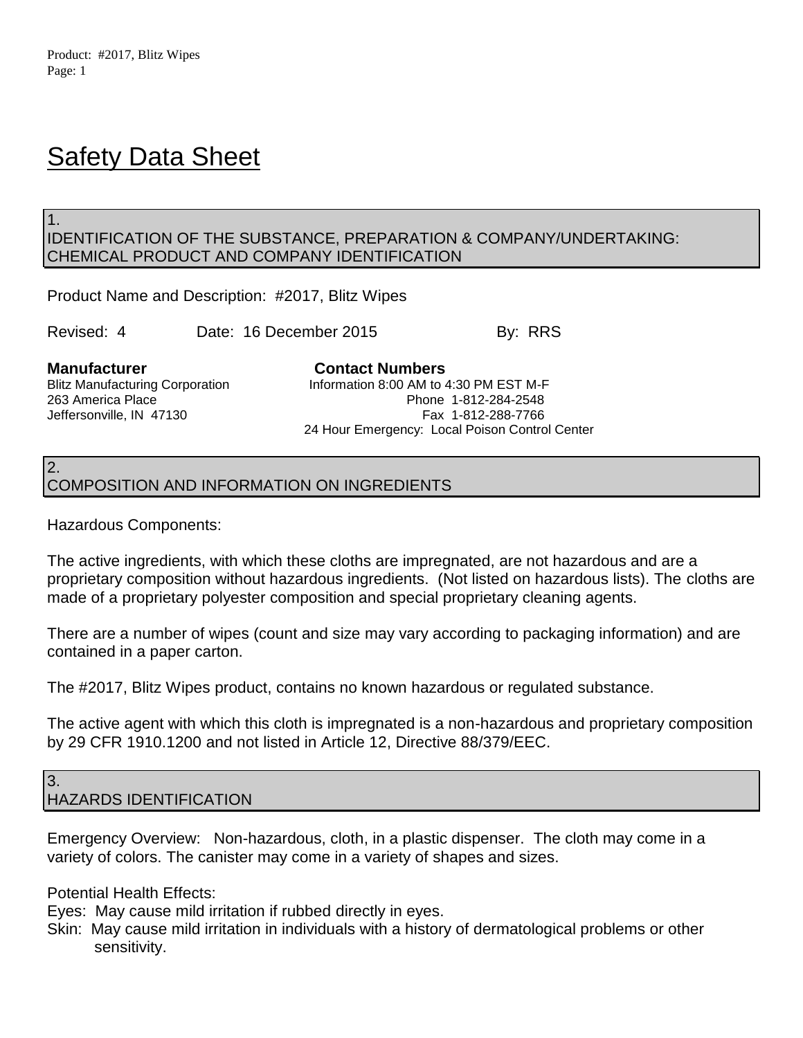# Safety Data Sheet

## 1. IDENTIFICATION OF THE SUBSTANCE, PREPARATION & COMPANY/UNDERTAKING: CHEMICAL PRODUCT AND COMPANY IDENTIFICATION

Product Name and Description: #2017, Blitz Wipes

Revised: 4 Date: 16 December 2015 By: RRS

**Manufacturer**
Blitz Manufacturing Corporation
263 America Place
Jeffersonville, IN 47130

**Contact Numbers**
Information 8:00 AM to 4:30 PM EST M-F
Phone 1-812-284-2548
Fax 1-812-288-7766
24 Hour Emergency: Local Poison Control Center

## 2. COMPOSITION AND INFORMATION ON INGREDIENTS

Hazardous Components:

The active ingredients, with which these cloths are impregnated, are not hazardous and are a proprietary composition without hazardous ingredients. (Not listed on hazardous lists). The cloths are made of a proprietary polyester composition and special proprietary cleaning agents.

There are a number of wipes (count and size may vary according to packaging information) and are contained in a paper carton.

The #2017, Blitz Wipes product, contains no known hazardous or regulated substance.

The active agent with which this cloth is impregnated is a non-hazardous and proprietary composition by 29 CFR 1910.1200 and not listed in Article 12, Directive 88/379/EEC.

## 3. HAZARDS IDENTIFICATION

Emergency Overview: Non-hazardous, cloth, in a plastic dispenser. The cloth may come in a variety of colors. The canister may come in a variety of shapes and sizes.

Potential Health Effects:

Eyes: May cause mild irritation if rubbed directly in eyes.

Skin: May cause mild irritation in individuals with a history of dermatological problems or other sensitivity.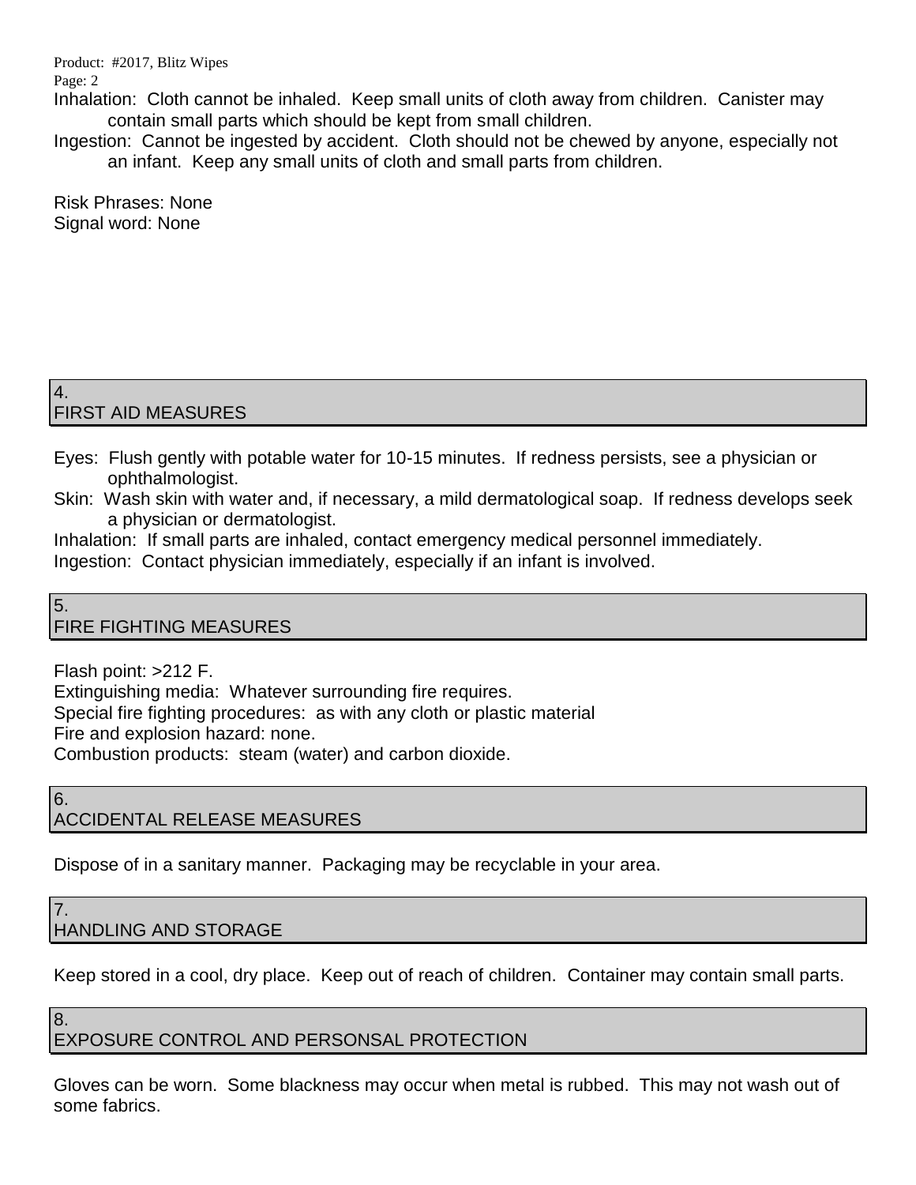Inhalation: Cloth cannot be inhaled. Keep small units of cloth away from children. Canister may contain small parts which should be kept from small children.

Ingestion: Cannot be ingested by accident. Cloth should not be chewed by anyone, especially not an infant. Keep any small units of cloth and small parts from children.

Risk Phrases: None

Signal word: None

## 4. FIRST AID MEASURES

Eyes: Flush gently with potable water for 10-15 minutes. If redness persists, see a physician or ophthalmologist.

Skin: Wash skin with water and, if necessary, a mild dermatological soap. If redness develops seek a physician or dermatologist.

Inhalation: If small parts are inhaled, contact emergency medical personnel immediately.

Ingestion: Contact physician immediately, especially if an infant is involved.

## 5. FIRE FIGHTING MEASURES

Flash point: >212 F.

Extinguishing media: Whatever surrounding fire requires.

Special fire fighting procedures: as with any cloth or plastic material

Fire and explosion hazard: none.

Combustion products: steam (water) and carbon dioxide.

## 6. ACCIDENTAL RELEASE MEASURES

Dispose of in a sanitary manner. Packaging may be recyclable in your area.

## 7. HANDLING AND STORAGE

Keep stored in a cool, dry place. Keep out of reach of children. Container may contain small parts.

## 8. EXPOSURE CONTROL AND PERSONSAL PROTECTION

Gloves can be worn. Some blackness may occur when metal is rubbed. This may not wash out of some fabrics.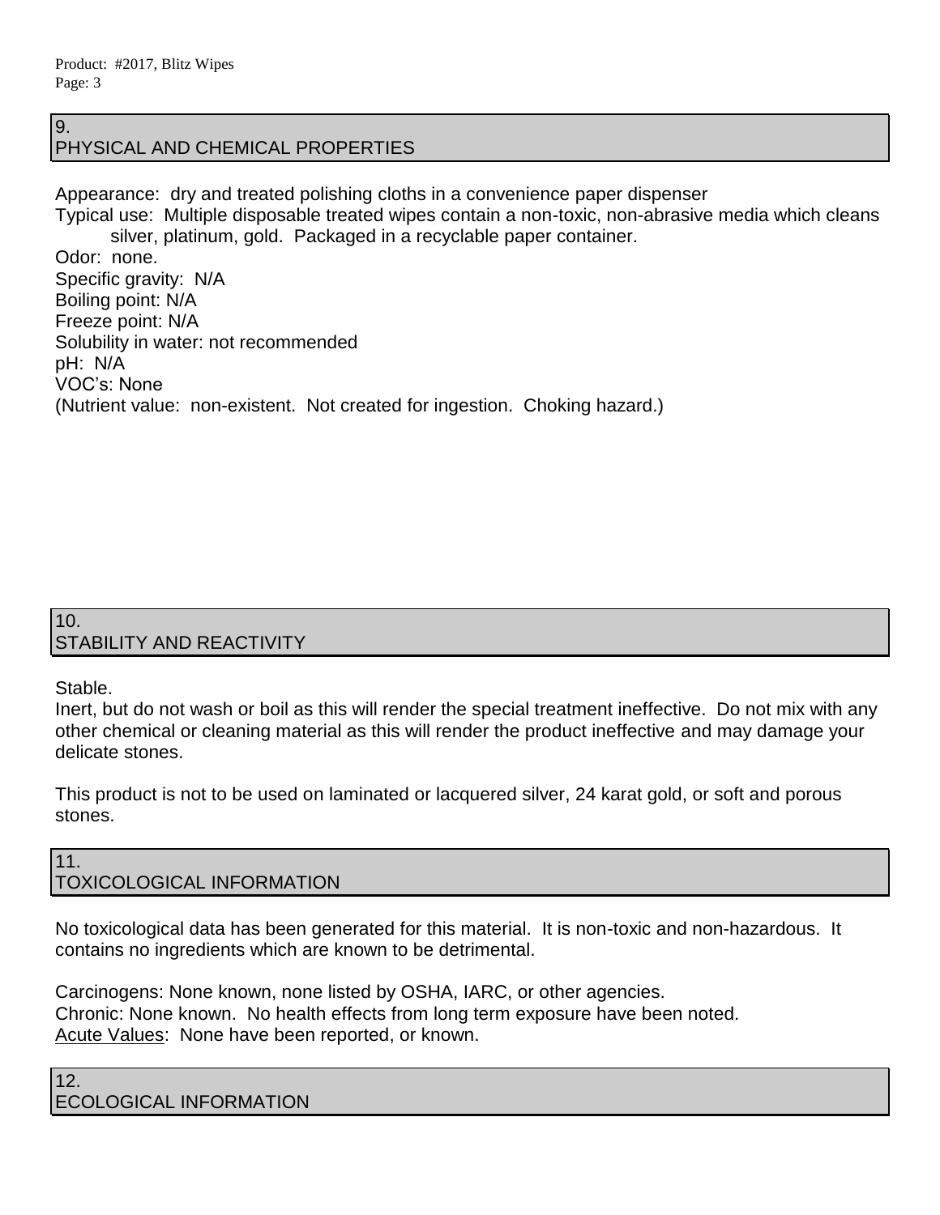## 9. PHYSICAL AND CHEMICAL PROPERTIES

Appearance: dry and treated polishing cloths in a convenience paper dispenser
Typical use: Multiple disposable treated wipes contain a non-toxic, non-abrasive media which cleans silver, platinum, gold. Packaged in a recyclable paper container.
Odor: none.
Specific gravity: N/A
Boiling point: N/A
Freeze point: N/A
Solubility in water: not recommended
pH: N/A
VOC's: None
(Nutrient value: non-existent. Not created for ingestion. Choking hazard.)

## 10. STABILITY AND REACTIVITY

Stable.
Inert, but do not wash or boil as this will render the special treatment ineffective. Do not mix with any other chemical or cleaning material as this will render the product ineffective and may damage your delicate stones.

This product is not to be used on laminated or lacquered silver, 24 karat gold, or soft and porous stones.

## 11. TOXICOLOGICAL INFORMATION

No toxicological data has been generated for this material. It is non-toxic and non-hazardous. It contains no ingredients which are known to be detrimental.

Carcinogens: None known, none listed by OSHA, IARC, or other agencies.
Chronic: None known. No health effects from long term exposure have been noted.
Acute Values: None have been reported, or known.

## 12. ECOLOGICAL INFORMATION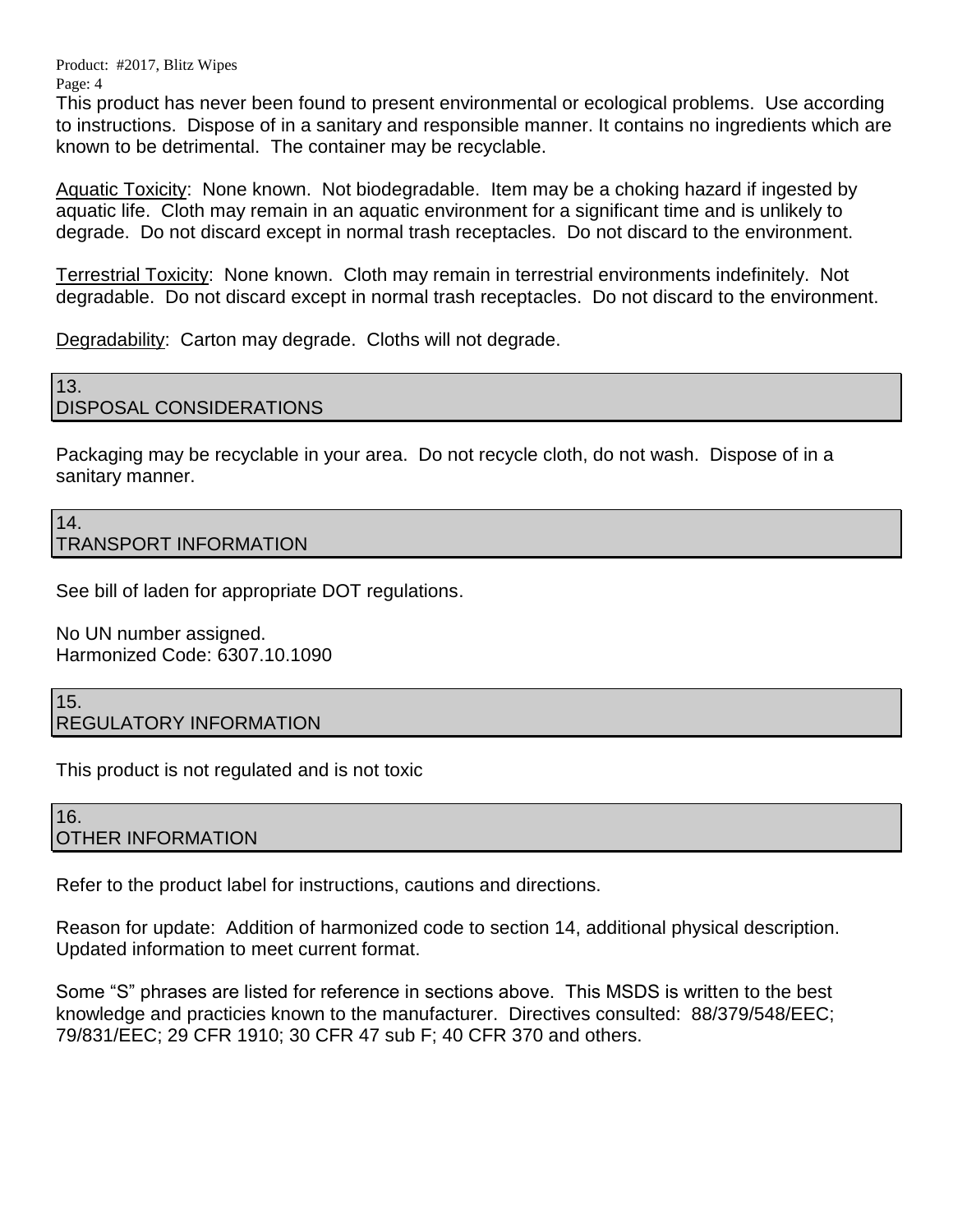This product has never been found to present environmental or ecological problems. Use according to instructions. Dispose of in a sanitary and responsible manner. It contains no ingredients which are known to be detrimental. The container may be recyclable.

Aquatic Toxicity: None known. Not biodegradable. Item may be a choking hazard if ingested by aquatic life. Cloth may remain in an aquatic environment for a significant time and is unlikely to degrade. Do not discard except in normal trash receptacles. Do not discard to the environment.

Terrestrial Toxicity: None known. Cloth may remain in terrestrial environments indefinitely. Not degradable. Do not discard except in normal trash receptacles. Do not discard to the environment.

Degradability: Carton may degrade. Cloths will not degrade.

## 13. DISPOSAL CONSIDERATIONS

Packaging may be recyclable in your area. Do not recycle cloth, do not wash. Dispose of in a sanitary manner.

## 14. TRANSPORT INFORMATION

See bill of laden for appropriate DOT regulations.

No UN number assigned.
Harmonized Code: 6307.10.1090

## 15. REGULATORY INFORMATION

This product is not regulated and is not toxic

## 16. OTHER INFORMATION

Refer to the product label for instructions, cautions and directions.

Reason for update: Addition of harmonized code to section 14, additional physical description. Updated information to meet current format.

Some "S" phrases are listed for reference in sections above. This MSDS is written to the best knowledge and practicies known to the manufacturer. Directives consulted: 88/379/548/EEC; 79/831/EEC; 29 CFR 1910; 30 CFR 47 sub F; 40 CFR 370 and others.